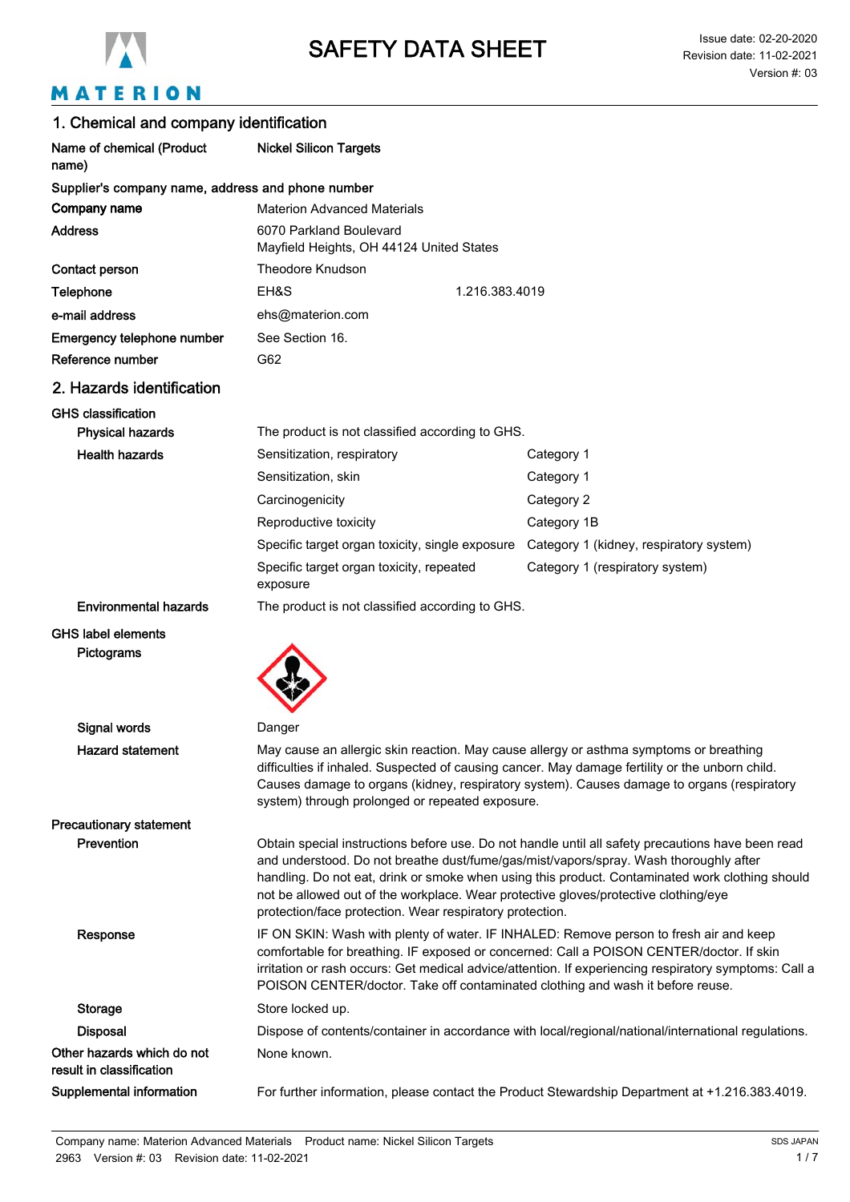# SAFETY DATA SHEET

Issue date: 02-20-2020
Revision date: 11-02-2021
Version #: 03

## 1. Chemical and company identification

| | |
|---|---|
| **Name of chemical (Product name)** | **Nickel Silicon Targets** |

**Supplier's company name, address and phone number**

| | | |
|---|---|---|
| **Company name** | Materion Advanced Materials | |
| **Address** | 6070 Parkland Boulevard<br>Mayfield Heights, OH 44124 United States | |
| **Contact person** | Theodore Knudson | |
| **Telephone** | EH&S | 1.216.383.4019 |
| **e-mail address** | ehs@materion.com | |
| **Emergency telephone number** | See Section 16. | |
| **Reference number** | G62 | |

## 2. Hazards identification

**GHS classification**

| | | |
|---|---|---|
| **Physical hazards** | The product is not classified according to GHS. | |
| **Health hazards** | Sensitization, respiratory | Category 1 |
| | Sensitization, skin | Category 1 |
| | Carcinogenicity | Category 2 |
| | Reproductive toxicity | Category 1B |
| | Specific target organ toxicity, single exposure | Category 1 (kidney, respiratory system) |
| | Specific target organ toxicity, repeated exposure | Category 1 (respiratory system) |
| **Environmental hazards** | The product is not classified according to GHS. | |

**GHS label elements**

**Pictograms**

**Signal words** Danger

**Hazard statement** May cause an allergic skin reaction. May cause allergy or asthma symptoms or breathing difficulties if inhaled. Suspected of causing cancer. May damage fertility or the unborn child. Causes damage to organs (kidney, respiratory system). Causes damage to organs (respiratory system) through prolonged or repeated exposure.

**Precautionary statement**

**Prevention** Obtain special instructions before use. Do not handle until all safety precautions have been read and understood. Do not breathe dust/fume/gas/mist/vapors/spray. Wash thoroughly after handling. Do not eat, drink or smoke when using this product. Contaminated work clothing should not be allowed out of the workplace. Wear protective gloves/protective clothing/eye protection/face protection. Wear respiratory protection.

**Response** IF ON SKIN: Wash with plenty of water. IF INHALED: Remove person to fresh air and keep comfortable for breathing. IF exposed or concerned: Call a POISON CENTER/doctor. If skin irritation or rash occurs: Get medical advice/attention. If experiencing respiratory symptoms: Call a POISON CENTER/doctor. Take off contaminated clothing and wash it before reuse.

**Storage** Store locked up.

**Disposal** Dispose of contents/container in accordance with local/regional/national/international regulations.

**Other hazards which do not result in classification** None known.

**Supplemental information** For further information, please contact the Product Stewardship Department at +1.216.383.4019.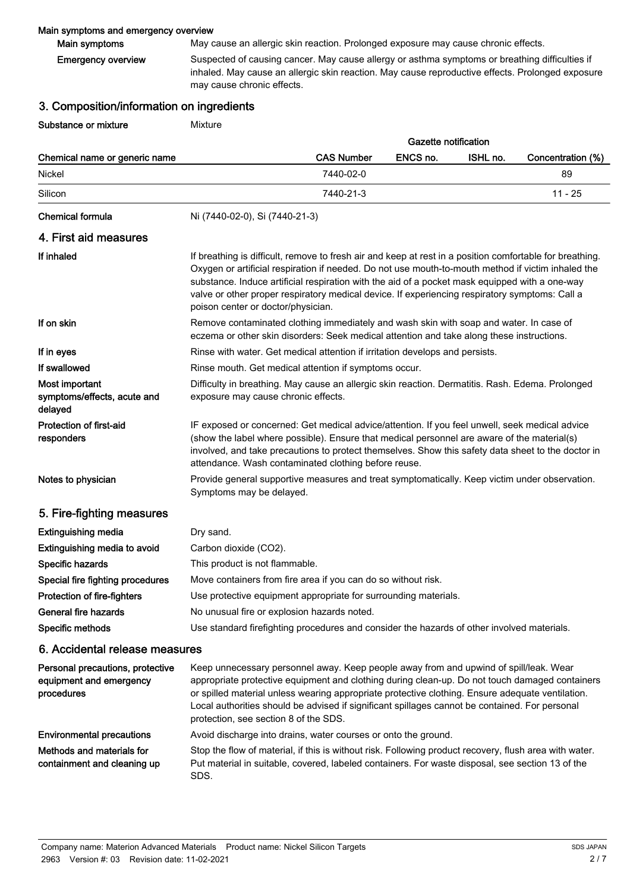### Main symptoms and emergency overview

| | |
|---|---|
| **Main symptoms** | May cause an allergic skin reaction. Prolonged exposure may cause chronic effects. |
| **Emergency overview** | Suspected of causing cancer. May cause allergy or asthma symptoms or breathing difficulties if inhaled. May cause an allergic skin reaction. May cause reproductive effects. Prolonged exposure may cause chronic effects. |

## 3. Composition/information on ingredients

**Substance or mixture** Mixture

| Chemical name or generic name | CAS Number | Gazette notification ENCS no. | ISHL no. | Concentration (%) |
|---|---|---|---|---|
| Nickel | 7440-02-0 | | | 89 |
| Silicon | 7440-21-3 | | | 11 - 25 |

**Chemical formula** Ni (7440-02-0), Si (7440-21-3)

## 4. First aid measures

| | |
|---|---|
| **If inhaled** | If breathing is difficult, remove to fresh air and keep at rest in a position comfortable for breathing. Oxygen or artificial respiration if needed. Do not use mouth-to-mouth method if victim inhaled the substance. Induce artificial respiration with the aid of a pocket mask equipped with a one-way valve or other proper respiratory medical device. If experiencing respiratory symptoms: Call a poison center or doctor/physician. |
| **If on skin** | Remove contaminated clothing immediately and wash skin with soap and water. In case of eczema or other skin disorders: Seek medical attention and take along these instructions. |
| **If in eyes** | Rinse with water. Get medical attention if irritation develops and persists. |
| **If swallowed** | Rinse mouth. Get medical attention if symptoms occur. |
| **Most important symptoms/effects, acute and delayed** | Difficulty in breathing. May cause an allergic skin reaction. Dermatitis. Rash. Edema. Prolonged exposure may cause chronic effects. |
| **Protection of first-aid responders** | IF exposed or concerned: Get medical advice/attention. If you feel unwell, seek medical advice (show the label where possible). Ensure that medical personnel are aware of the material(s) involved, and take precautions to protect themselves. Show this safety data sheet to the doctor in attendance. Wash contaminated clothing before reuse. |
| **Notes to physician** | Provide general supportive measures and treat symptomatically. Keep victim under observation. Symptoms may be delayed. |

## 5. Fire-fighting measures

| | |
|---|---|
| **Extinguishing media** | Dry sand. |
| **Extinguishing media to avoid** | Carbon dioxide ($CO_2$). |
| **Specific hazards** | This product is not flammable. |
| **Special fire fighting procedures** | Move containers from fire area if you can do so without risk. |
| **Protection of fire-fighters** | Use protective equipment appropriate for surrounding materials. |
| **General fire hazards** | No unusual fire or explosion hazards noted. |
| **Specific methods** | Use standard firefighting procedures and consider the hazards of other involved materials. |

## 6. Accidental release measures

| | |
|---|---|
| **Personal precautions, protective equipment and emergency procedures** | Keep unnecessary personnel away. Keep people away from and upwind of spill/leak. Wear appropriate protective equipment and clothing during clean-up. Do not touch damaged containers or spilled material unless wearing appropriate protective clothing. Ensure adequate ventilation. Local authorities should be advised if significant spillages cannot be contained. For personal protection, see section 8 of the SDS. |
| **Environmental precautions** | Avoid discharge into drains, water courses or onto the ground. |
| **Methods and materials for containment and cleaning up** | Stop the flow of material, if this is without risk. Following product recovery, flush area with water. Put material in suitable, covered, labeled containers. For waste disposal, see section 13 of the SDS. |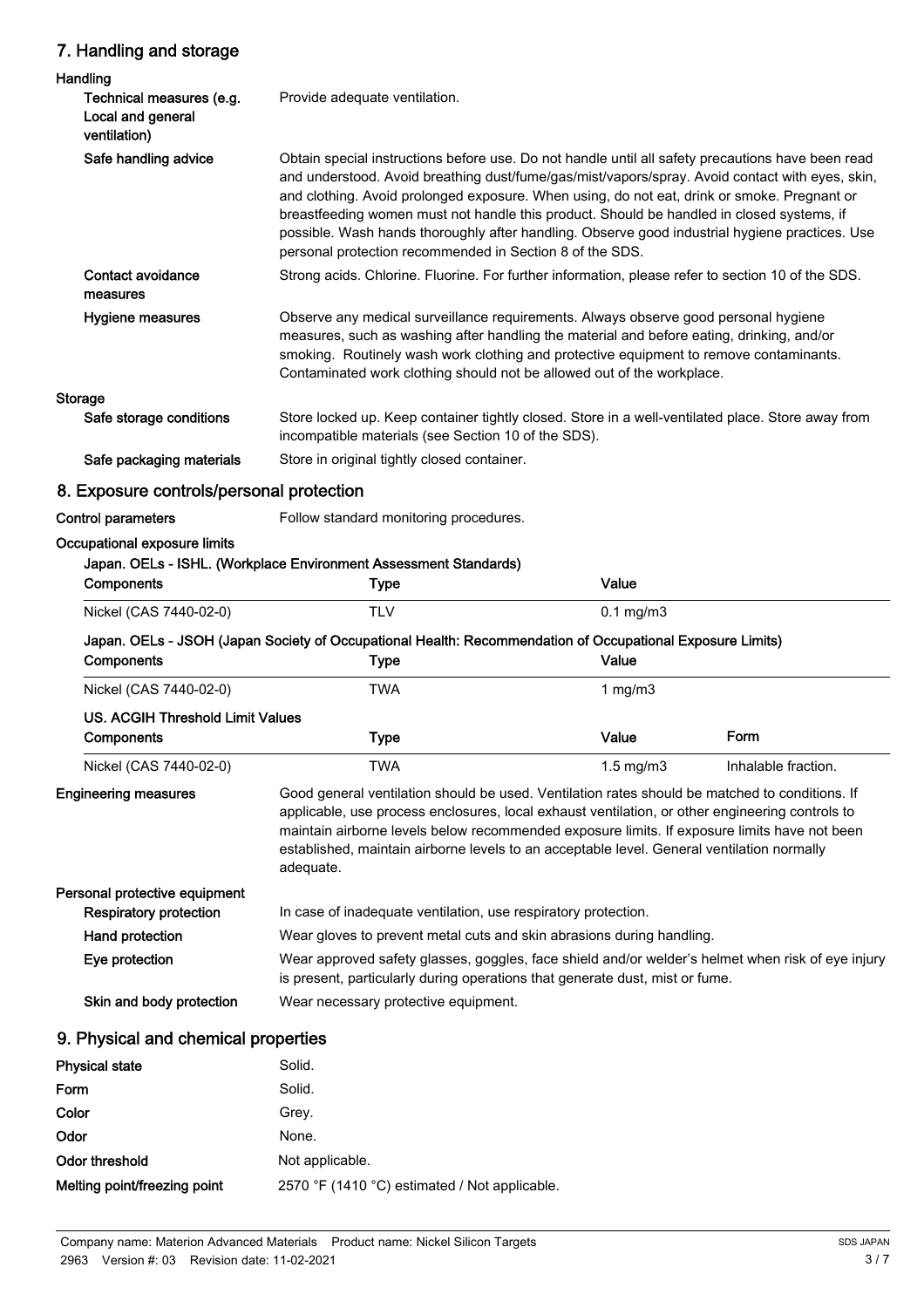## 7. Handling and storage

### Handling

| | |
|---|---|
| **Technical measures (e.g. Local and general ventilation)** | Provide adequate ventilation. |
| **Safe handling advice** | Obtain special instructions before use. Do not handle until all safety precautions have been read and understood. Avoid breathing dust/fume/gas/mist/vapors/spray. Avoid contact with eyes, skin, and clothing. Avoid prolonged exposure. When using, do not eat, drink or smoke. Pregnant or breastfeeding women must not handle this product. Should be handled in closed systems, if possible. Wash hands thoroughly after handling. Observe good industrial hygiene practices. Use personal protection recommended in Section 8 of the SDS. |
| **Contact avoidance measures** | Strong acids. Chlorine. Fluorine. For further information, please refer to section 10 of the SDS. |
| **Hygiene measures** | Observe any medical surveillance requirements. Always observe good personal hygiene measures, such as washing after handling the material and before eating, drinking, and/or smoking. Routinely wash work clothing and protective equipment to remove contaminants. Contaminated work clothing should not be allowed out of the workplace. |

### Storage

| | |
|---|---|
| **Safe storage conditions** | Store locked up. Keep container tightly closed. Store in a well-ventilated place. Store away from incompatible materials (see Section 10 of the SDS). |
| **Safe packaging materials** | Store in original tightly closed container. |

## 8. Exposure controls/personal protection

**Control parameters** Follow standard monitoring procedures.

**Occupational exposure limits**

**Japan. OELs - ISHL. (Workplace Environment Assessment Standards)**

| Components | Type | Value |
|---|---|---|
| Nickel (CAS 7440-02-0) | TLV | 0.1 mg/m3 |

**Japan. OELs - JSOH (Japan Society of Occupational Health: Recommendation of Occupational Exposure Limits)**

| Components | Type | Value |
|---|---|---|
| Nickel (CAS 7440-02-0) | TWA | 1 mg/m3 |

**US. ACGIH Threshold Limit Values**

| Components | Type | Value | Form |
|---|---|---|---|
| Nickel (CAS 7440-02-0) | TWA | 1.5 mg/m3 | Inhalable fraction. |

**Engineering measures** Good general ventilation should be used. Ventilation rates should be matched to conditions. If applicable, use process enclosures, local exhaust ventilation, or other engineering controls to maintain airborne levels below recommended exposure limits. If exposure limits have not been established, maintain airborne levels to an acceptable level. General ventilation normally adequate.

**Personal protective equipment**

| | |
|---|---|
| **Respiratory protection** | In case of inadequate ventilation, use respiratory protection. |
| **Hand protection** | Wear gloves to prevent metal cuts and skin abrasions during handling. |
| **Eye protection** | Wear approved safety glasses, goggles, face shield and/or welder's helmet when risk of eye injury is present, particularly during operations that generate dust, mist or fume. |
| **Skin and body protection** | Wear necessary protective equipment. |

## 9. Physical and chemical properties

| | |
|---|---|
| **Physical state** | Solid. |
| **Form** | Solid. |
| **Color** | Grey. |
| **Odor** | None. |
| **Odor threshold** | Not applicable. |
| **Melting point/freezing point** | 2570 °F (1410 °C) estimated / Not applicable. |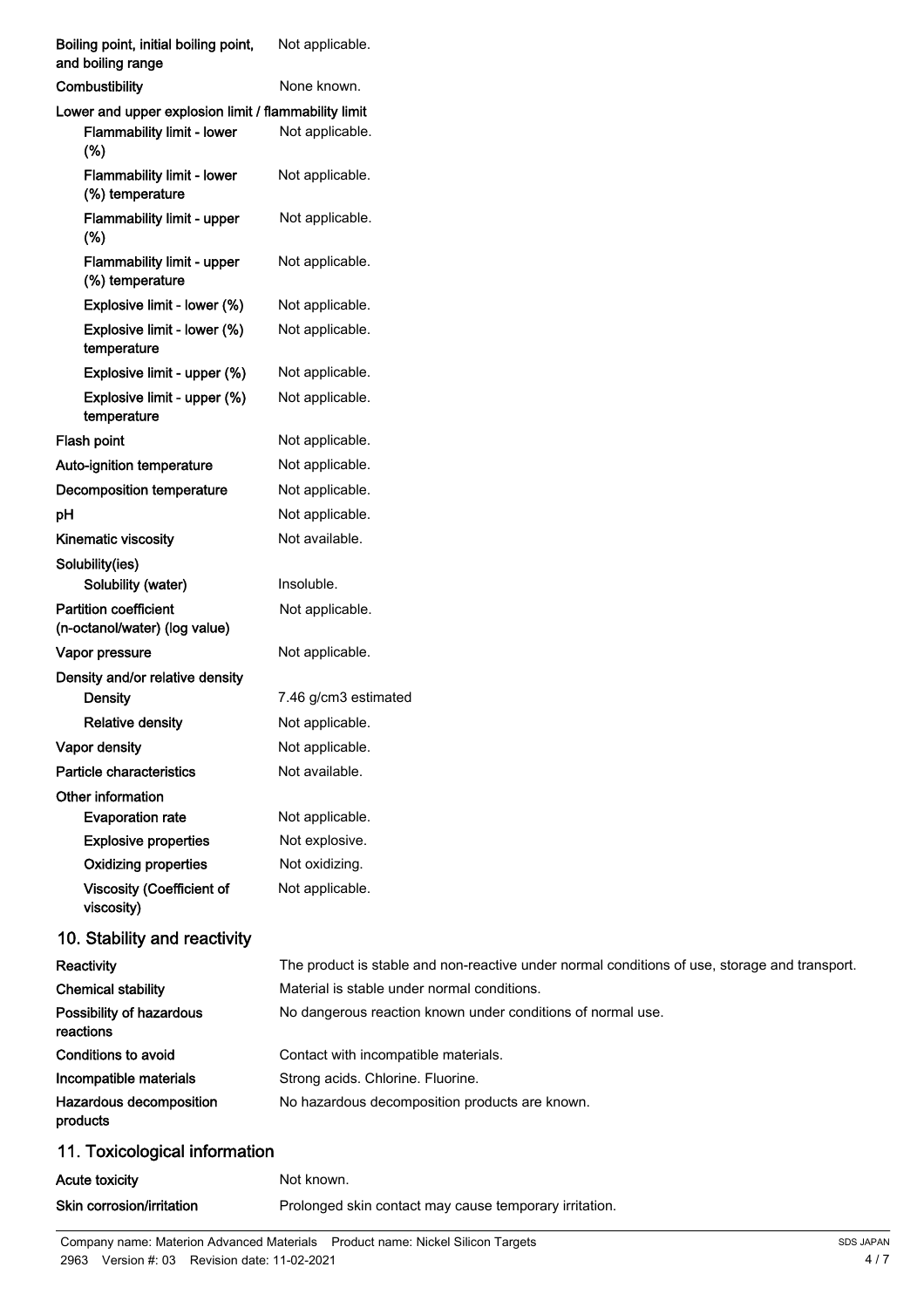| | |
|---|---|
| **Boiling point, initial boiling point, and boiling range** | Not applicable. |
| **Combustibility** | None known. |
| **Lower and upper explosion limit / flammability limit** | |
| **Flammability limit - lower (%)** | Not applicable. |
| **Flammability limit - lower (%) temperature** | Not applicable. |
| **Flammability limit - upper (%)** | Not applicable. |
| **Flammability limit - upper (%) temperature** | Not applicable. |
| **Explosive limit - lower (%)** | Not applicable. |
| **Explosive limit - lower (%) temperature** | Not applicable. |
| **Explosive limit - upper (%)** | Not applicable. |
| **Explosive limit - upper (%) temperature** | Not applicable. |
| **Flash point** | Not applicable. |
| **Auto-ignition temperature** | Not applicable. |
| **Decomposition temperature** | Not applicable. |
| **pH** | Not applicable. |
| **Kinematic viscosity** | Not available. |
| **Solubility(ies)** | |
| **Solubility (water)** | Insoluble. |
| **Partition coefficient (n-octanol/water) (log value)** | Not applicable. |
| **Vapor pressure** | Not applicable. |
| **Density and/or relative density** | |
| **Density** | 7.46 g/cm3 estimated |
| **Relative density** | Not applicable. |
| **Vapor density** | Not applicable. |
| **Particle characteristics** | Not available. |
| **Other information** | |
| **Evaporation rate** | Not applicable. |
| **Explosive properties** | Not explosive. |
| **Oxidizing properties** | Not oxidizing. |
| **Viscosity (Coefficient of viscosity)** | Not applicable. |

## 10. Stability and reactivity

| | |
|---|---|
| **Reactivity** | The product is stable and non-reactive under normal conditions of use, storage and transport. |
| **Chemical stability** | Material is stable under normal conditions. |
| **Possibility of hazardous reactions** | No dangerous reaction known under conditions of normal use. |
| **Conditions to avoid** | Contact with incompatible materials. |
| **Incompatible materials** | Strong acids. Chlorine. Fluorine. |
| **Hazardous decomposition products** | No hazardous decomposition products are known. |

## 11. Toxicological information

| | |
|---|---|
| **Acute toxicity** | Not known. |
| **Skin corrosion/irritation** | Prolonged skin contact may cause temporary irritation. |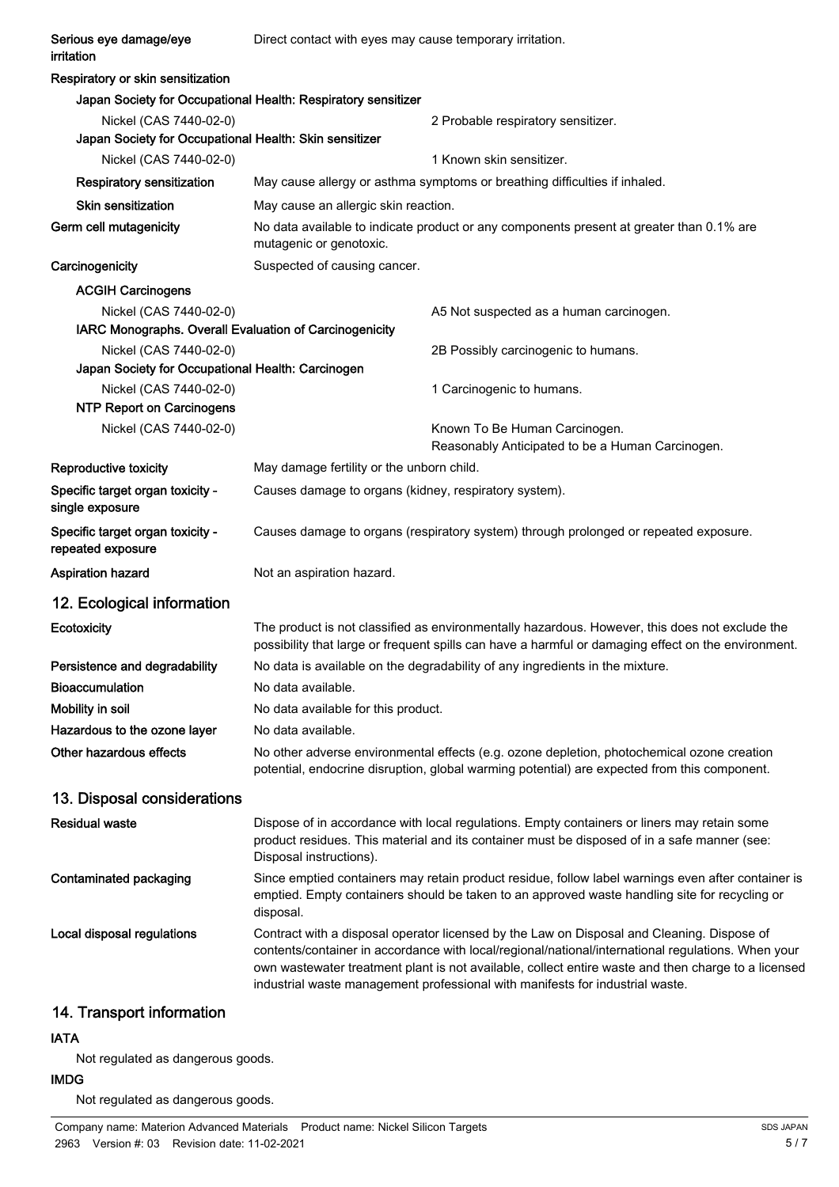**Serious eye damage/eye irritation** Direct contact with eyes may cause temporary irritation.

**Respiratory or skin sensitization**

**Japan Society for Occupational Health: Respiratory sensitizer**

| | |
|---|---|
| Nickel (CAS 7440-02-0) | 2 Probable respiratory sensitizer. |

**Japan Society for Occupational Health: Skin sensitizer**

| | |
|---|---|
| Nickel (CAS 7440-02-0) | 1 Known skin sensitizer. |

**Respiratory sensitization** May cause allergy or asthma symptoms or breathing difficulties if inhaled.

**Skin sensitization** May cause an allergic skin reaction.

**Germ cell mutagenicity** No data available to indicate product or any components present at greater than 0.1% are mutagenic or genotoxic.

**Carcinogenicity** Suspected of causing cancer.

**ACGIH Carcinogens**

| | |
|---|---|
| Nickel (CAS 7440-02-0) | A5 Not suspected as a human carcinogen. |

**IARC Monographs. Overall Evaluation of Carcinogenicity**

| | |
|---|---|
| Nickel (CAS 7440-02-0) | 2B Possibly carcinogenic to humans. |

**Japan Society for Occupational Health: Carcinogen**

| | |
|---|---|
| Nickel (CAS 7440-02-0) | 1 Carcinogenic to humans. |

**NTP Report on Carcinogens**

| | |
|---|---|
| Nickel (CAS 7440-02-0) | Known To Be Human Carcinogen. Reasonably Anticipated to be a Human Carcinogen. |

**Reproductive toxicity** May damage fertility or the unborn child.

**Specific target organ toxicity - single exposure** Causes damage to organs (kidney, respiratory system).

**Specific target organ toxicity - repeated exposure** Causes damage to organs (respiratory system) through prolonged or repeated exposure.

**Aspiration hazard** Not an aspiration hazard.

## 12. Ecological information

**Ecotoxicity** The product is not classified as environmentally hazardous. However, this does not exclude the possibility that large or frequent spills can have a harmful or damaging effect on the environment.

**Persistence and degradability** No data is available on the degradability of any ingredients in the mixture.

**Bioaccumulation** No data available.

**Mobility in soil** No data available for this product.

**Hazardous to the ozone layer** No data available.

**Other hazardous effects** No other adverse environmental effects (e.g. ozone depletion, photochemical ozone creation potential, endocrine disruption, global warming potential) are expected from this component.

## 13. Disposal considerations

**Residual waste** Dispose of in accordance with local regulations. Empty containers or liners may retain some product residues. This material and its container must be disposed of in a safe manner (see: Disposal instructions).

**Contaminated packaging** Since emptied containers may retain product residue, follow label warnings even after container is emptied. Empty containers should be taken to an approved waste handling site for recycling or disposal.

**Local disposal regulations** Contract with a disposal operator licensed by the Law on Disposal and Cleaning. Dispose of contents/container in accordance with local/regional/national/international regulations. When your own wastewater treatment plant is not available, collect entire waste and then charge to a licensed industrial waste management professional with manifests for industrial waste.

## 14. Transport information

**IATA**

Not regulated as dangerous goods.

**IMDG**

Not regulated as dangerous goods.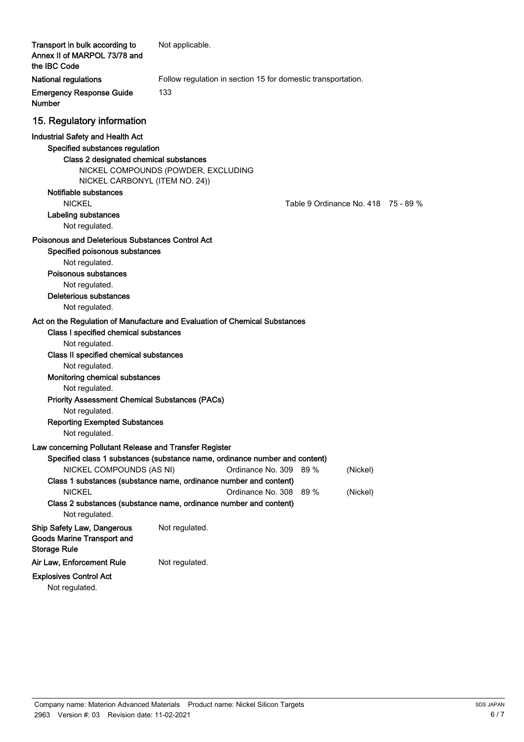| | |
|---|---|
| **Transport in bulk according to Annex II of MARPOL 73/78 and the IBC Code** | Not applicable. |
| **National regulations** | Follow regulation in section 15 for domestic transportation. |
| **Emergency Response Guide Number** | 133 |

## 15. Regulatory information

**Industrial Safety and Health Act**

**Specified substances regulation**

**Class 2 designated chemical substances**

NICKEL COMPOUNDS (POWDER, EXCLUDING NICKEL CARBONYL (ITEM NO. 24))

**Notifiable substances**

NICKEL — Table 9 Ordinance No. 418 — 75 - 89 %

**Labeling substances**

Not regulated.

**Poisonous and Deleterious Substances Control Act**

**Specified poisonous substances**

Not regulated.

**Poisonous substances**

Not regulated.

**Deleterious substances**

Not regulated.

**Act on the Regulation of Manufacture and Evaluation of Chemical Substances**

**Class I specified chemical substances**

Not regulated.

**Class II specified chemical substances**

Not regulated.

**Monitoring chemical substances**

Not regulated.

**Priority Assessment Chemical Substances (PACs)**

Not regulated.

**Reporting Exempted Substances**

Not regulated.

**Law concerning Pollutant Release and Transfer Register**

**Specified class 1 substances (substance name, ordinance number and content)**

NICKEL COMPOUNDS (AS NI) — Ordinance No. 309 — 89 % — (Nickel)

**Class 1 substances (substance name, ordinance number and content)**

NICKEL — Ordinance No. 308 — 89 % — (Nickel)

**Class 2 substances (substance name, ordinance number and content)**

Not regulated.

| | |
|---|---|
| **Ship Safety Law, Dangerous Goods Marine Transport and Storage Rule** | Not regulated. |
| **Air Law, Enforcement Rule** | Not regulated. |

**Explosives Control Act**

Not regulated.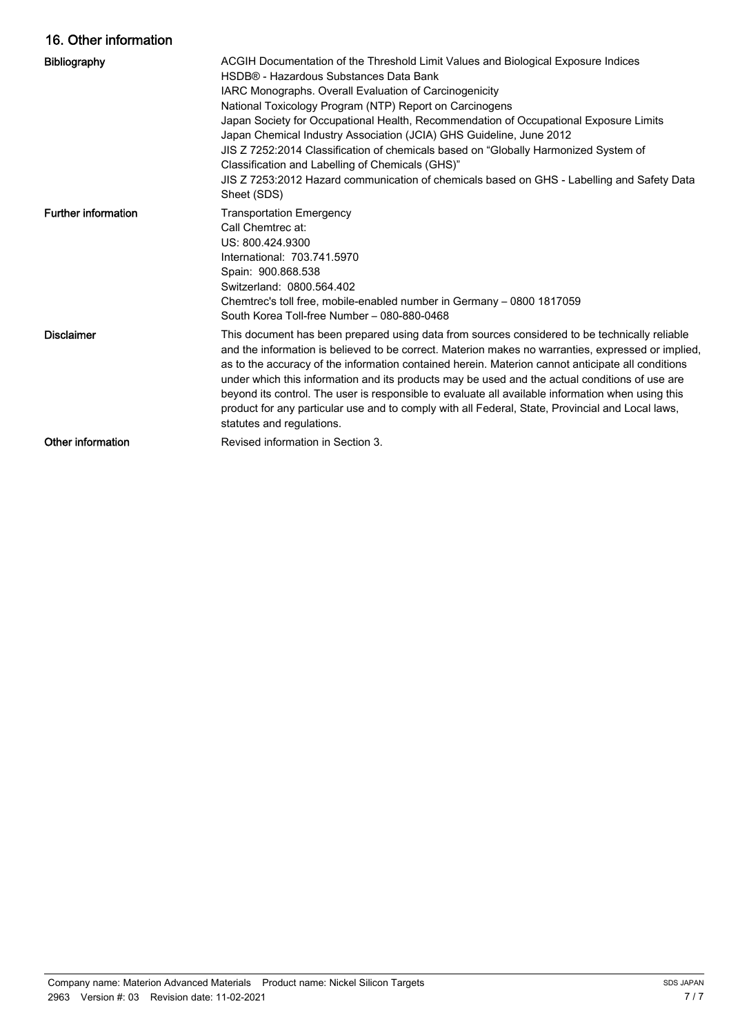## 16. Other information

**Bibliography**

ACGIH Documentation of the Threshold Limit Values and Biological Exposure Indices
HSDB® - Hazardous Substances Data Bank
IARC Monographs. Overall Evaluation of Carcinogenicity
National Toxicology Program (NTP) Report on Carcinogens
Japan Society for Occupational Health, Recommendation of Occupational Exposure Limits
Japan Chemical Industry Association (JCIA) GHS Guideline, June 2012
JIS Z 7252:2014 Classification of chemicals based on “Globally Harmonized System of Classification and Labelling of Chemicals (GHS)”
JIS Z 7253:2012 Hazard communication of chemicals based on GHS - Labelling and Safety Data Sheet (SDS)

**Further information**

Transportation Emergency
Call Chemtrec at:
US: 800.424.9300
International: 703.741.5970
Spain: 900.868.538
Switzerland: 0800.564.402
Chemtrec's toll free, mobile-enabled number in Germany – 0800 1817059
South Korea Toll-free Number – 080-880-0468

**Disclaimer**

This document has been prepared using data from sources considered to be technically reliable and the information is believed to be correct. Materion makes no warranties, expressed or implied, as to the accuracy of the information contained herein. Materion cannot anticipate all conditions under which this information and its products may be used and the actual conditions of use are beyond its control. The user is responsible to evaluate all available information when using this product for any particular use and to comply with all Federal, State, Provincial and Local laws, statutes and regulations.

**Other information**

Revised information in Section 3.